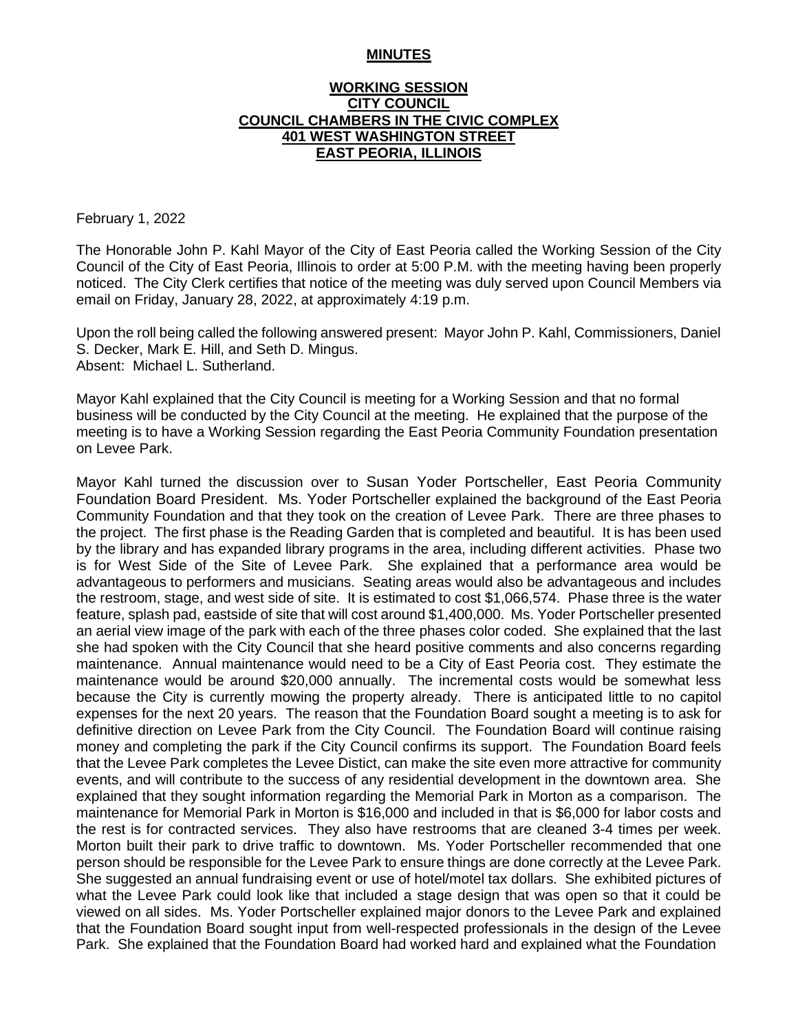**MINUTES**

**WORKING SESSION**
**CITY COUNCIL**
**COUNCIL CHAMBERS IN THE CIVIC COMPLEX**
**401 WEST WASHINGTON STREET**
**EAST PEORIA, ILLINOIS**

February 1, 2022

The Honorable John P. Kahl Mayor of the City of East Peoria called the Working Session of the City Council of the City of East Peoria, Illinois to order at 5:00 P.M. with the meeting having been properly noticed. The City Clerk certifies that notice of the meeting was duly served upon Council Members via email on Friday, January 28, 2022, at approximately 4:19 p.m.

Upon the roll being called the following answered present: Mayor John P. Kahl, Commissioners, Daniel S. Decker, Mark E. Hill, and Seth D. Mingus.
Absent: Michael L. Sutherland.

Mayor Kahl explained that the City Council is meeting for a Working Session and that no formal business will be conducted by the City Council at the meeting. He explained that the purpose of the meeting is to have a Working Session regarding the East Peoria Community Foundation presentation on Levee Park.

Mayor Kahl turned the discussion over to Susan Yoder Portscheller, East Peoria Community Foundation Board President. Ms. Yoder Portscheller explained the background of the East Peoria Community Foundation and that they took on the creation of Levee Park. There are three phases to the project. The first phase is the Reading Garden that is completed and beautiful. It is has been used by the library and has expanded library programs in the area, including different activities. Phase two is for West Side of the Site of Levee Park. She explained that a performance area would be advantageous to performers and musicians. Seating areas would also be advantageous and includes the restroom, stage, and west side of site. It is estimated to cost $1,066,574. Phase three is the water feature, splash pad, eastside of site that will cost around $1,400,000. Ms. Yoder Portscheller presented an aerial view image of the park with each of the three phases color coded. She explained that the last she had spoken with the City Council that she heard positive comments and also concerns regarding maintenance. Annual maintenance would need to be a City of East Peoria cost. They estimate the maintenance would be around $20,000 annually. The incremental costs would be somewhat less because the City is currently mowing the property already. There is anticipated little to no capitol expenses for the next 20 years. The reason that the Foundation Board sought a meeting is to ask for definitive direction on Levee Park from the City Council. The Foundation Board will continue raising money and completing the park if the City Council confirms its support. The Foundation Board feels that the Levee Park completes the Levee Distict, can make the site even more attractive for community events, and will contribute to the success of any residential development in the downtown area. She explained that they sought information regarding the Memorial Park in Morton as a comparison. The maintenance for Memorial Park in Morton is $16,000 and included in that is $6,000 for labor costs and the rest is for contracted services. They also have restrooms that are cleaned 3-4 times per week. Morton built their park to drive traffic to downtown. Ms. Yoder Portscheller recommended that one person should be responsible for the Levee Park to ensure things are done correctly at the Levee Park. She suggested an annual fundraising event or use of hotel/motel tax dollars. She exhibited pictures of what the Levee Park could look like that included a stage design that was open so that it could be viewed on all sides. Ms. Yoder Portscheller explained major donors to the Levee Park and explained that the Foundation Board sought input from well-respected professionals in the design of the Levee Park. She explained that the Foundation Board had worked hard and explained what the Foundation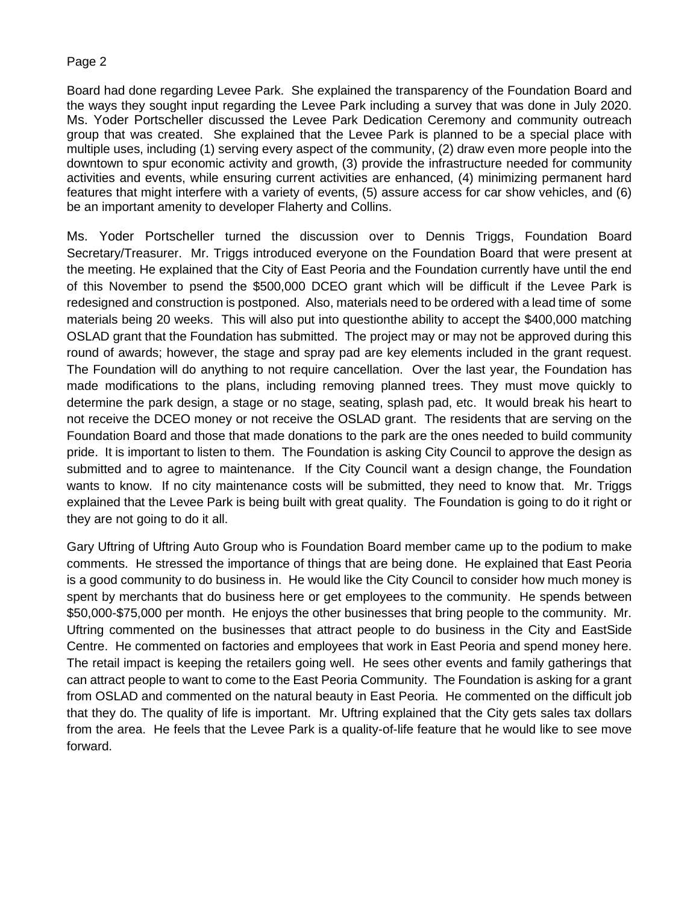Board had done regarding Levee Park. She explained the transparency of the Foundation Board and the ways they sought input regarding the Levee Park including a survey that was done in July 2020. Ms. Yoder Portscheller discussed the Levee Park Dedication Ceremony and community outreach group that was created. She explained that the Levee Park is planned to be a special place with multiple uses, including (1) serving every aspect of the community, (2) draw even more people into the downtown to spur economic activity and growth, (3) provide the infrastructure needed for community activities and events, while ensuring current activities are enhanced, (4) minimizing permanent hard features that might interfere with a variety of events, (5) assure access for car show vehicles, and (6) be an important amenity to developer Flaherty and Collins.

Ms. Yoder Portscheller turned the discussion over to Dennis Triggs, Foundation Board Secretary/Treasurer. Mr. Triggs introduced everyone on the Foundation Board that were present at the meeting. He explained that the City of East Peoria and the Foundation currently have until the end of this November to psend the $500,000 DCEO grant which will be difficult if the Levee Park is redesigned and construction is postponed. Also, materials need to be ordered with a lead time of some materials being 20 weeks. This will also put into questionthe ability to accept the $400,000 matching OSLAD grant that the Foundation has submitted. The project may or may not be approved during this round of awards; however, the stage and spray pad are key elements included in the grant request. The Foundation will do anything to not require cancellation. Over the last year, the Foundation has made modifications to the plans, including removing planned trees. They must move quickly to determine the park design, a stage or no stage, seating, splash pad, etc. It would break his heart to not receive the DCEO money or not receive the OSLAD grant. The residents that are serving on the Foundation Board and those that made donations to the park are the ones needed to build community pride. It is important to listen to them. The Foundation is asking City Council to approve the design as submitted and to agree to maintenance. If the City Council want a design change, the Foundation wants to know. If no city maintenance costs will be submitted, they need to know that. Mr. Triggs explained that the Levee Park is being built with great quality. The Foundation is going to do it right or they are not going to do it all.

Gary Uftring of Uftring Auto Group who is Foundation Board member came up to the podium to make comments. He stressed the importance of things that are being done. He explained that East Peoria is a good community to do business in. He would like the City Council to consider how much money is spent by merchants that do business here or get employees to the community. He spends between $50,000-$75,000 per month. He enjoys the other businesses that bring people to the community. Mr. Uftring commented on the businesses that attract people to do business in the City and EastSide Centre. He commented on factories and employees that work in East Peoria and spend money here. The retail impact is keeping the retailers going well. He sees other events and family gatherings that can attract people to want to come to the East Peoria Community. The Foundation is asking for a grant from OSLAD and commented on the natural beauty in East Peoria. He commented on the difficult job that they do. The quality of life is important. Mr. Uftring explained that the City gets sales tax dollars from the area. He feels that the Levee Park is a quality-of-life feature that he would like to see move forward.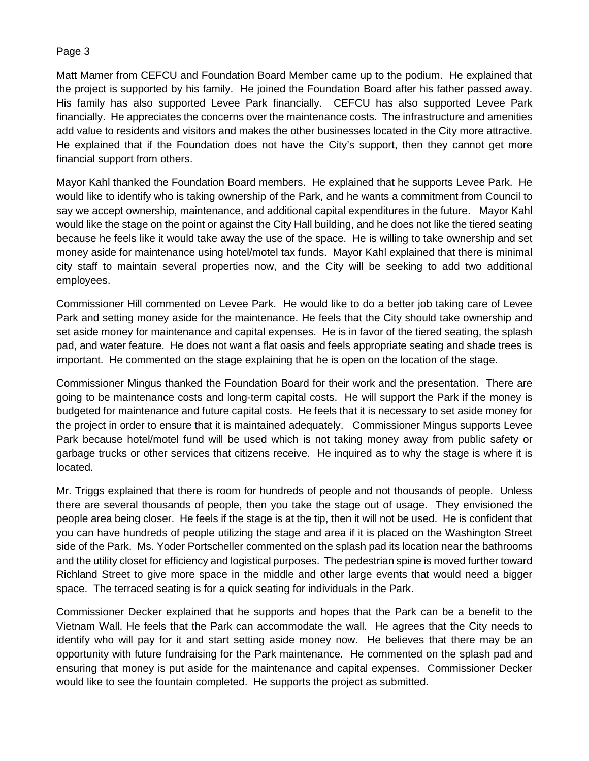Matt Mamer from CEFCU and Foundation Board Member came up to the podium. He explained that the project is supported by his family. He joined the Foundation Board after his father passed away. His family has also supported Levee Park financially. CEFCU has also supported Levee Park financially. He appreciates the concerns over the maintenance costs. The infrastructure and amenities add value to residents and visitors and makes the other businesses located in the City more attractive. He explained that if the Foundation does not have the City's support, then they cannot get more financial support from others.

Mayor Kahl thanked the Foundation Board members. He explained that he supports Levee Park. He would like to identify who is taking ownership of the Park, and he wants a commitment from Council to say we accept ownership, maintenance, and additional capital expenditures in the future. Mayor Kahl would like the stage on the point or against the City Hall building, and he does not like the tiered seating because he feels like it would take away the use of the space. He is willing to take ownership and set money aside for maintenance using hotel/motel tax funds. Mayor Kahl explained that there is minimal city staff to maintain several properties now, and the City will be seeking to add two additional employees.

Commissioner Hill commented on Levee Park. He would like to do a better job taking care of Levee Park and setting money aside for the maintenance. He feels that the City should take ownership and set aside money for maintenance and capital expenses. He is in favor of the tiered seating, the splash pad, and water feature. He does not want a flat oasis and feels appropriate seating and shade trees is important. He commented on the stage explaining that he is open on the location of the stage.

Commissioner Mingus thanked the Foundation Board for their work and the presentation. There are going to be maintenance costs and long-term capital costs. He will support the Park if the money is budgeted for maintenance and future capital costs. He feels that it is necessary to set aside money for the project in order to ensure that it is maintained adequately. Commissioner Mingus supports Levee Park because hotel/motel fund will be used which is not taking money away from public safety or garbage trucks or other services that citizens receive. He inquired as to why the stage is where it is located.

Mr. Triggs explained that there is room for hundreds of people and not thousands of people. Unless there are several thousands of people, then you take the stage out of usage. They envisioned the people area being closer. He feels if the stage is at the tip, then it will not be used. He is confident that you can have hundreds of people utilizing the stage and area if it is placed on the Washington Street side of the Park. Ms. Yoder Portscheller commented on the splash pad its location near the bathrooms and the utility closet for efficiency and logistical purposes. The pedestrian spine is moved further toward Richland Street to give more space in the middle and other large events that would need a bigger space. The terraced seating is for a quick seating for individuals in the Park.

Commissioner Decker explained that he supports and hopes that the Park can be a benefit to the Vietnam Wall. He feels that the Park can accommodate the wall. He agrees that the City needs to identify who will pay for it and start setting aside money now. He believes that there may be an opportunity with future fundraising for the Park maintenance. He commented on the splash pad and ensuring that money is put aside for the maintenance and capital expenses. Commissioner Decker would like to see the fountain completed. He supports the project as submitted.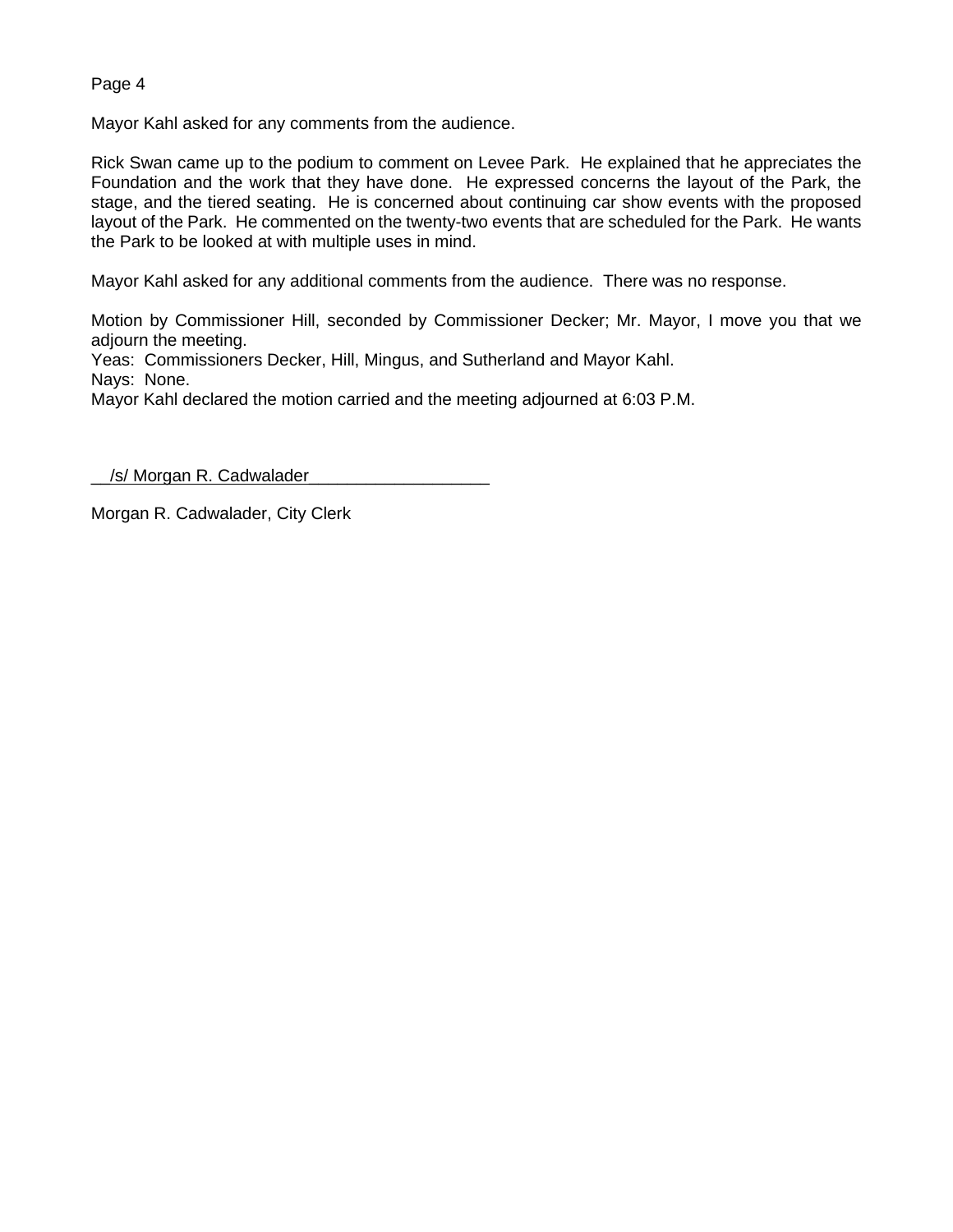Mayor Kahl asked for any comments from the audience.

Rick Swan came up to the podium to comment on Levee Park. He explained that he appreciates the Foundation and the work that they have done. He expressed concerns the layout of the Park, the stage, and the tiered seating. He is concerned about continuing car show events with the proposed layout of the Park. He commented on the twenty-two events that are scheduled for the Park. He wants the Park to be looked at with multiple uses in mind.

Mayor Kahl asked for any additional comments from the audience. There was no response.

Motion by Commissioner Hill, seconded by Commissioner Decker; Mr. Mayor, I move you that we adjourn the meeting.
Yeas: Commissioners Decker, Hill, Mingus, and Sutherland and Mayor Kahl.
Nays: None.
Mayor Kahl declared the motion carried and the meeting adjourned at 6:03 P.M.

__/s/ Morgan R. Cadwalader___________________

Morgan R. Cadwalader, City Clerk